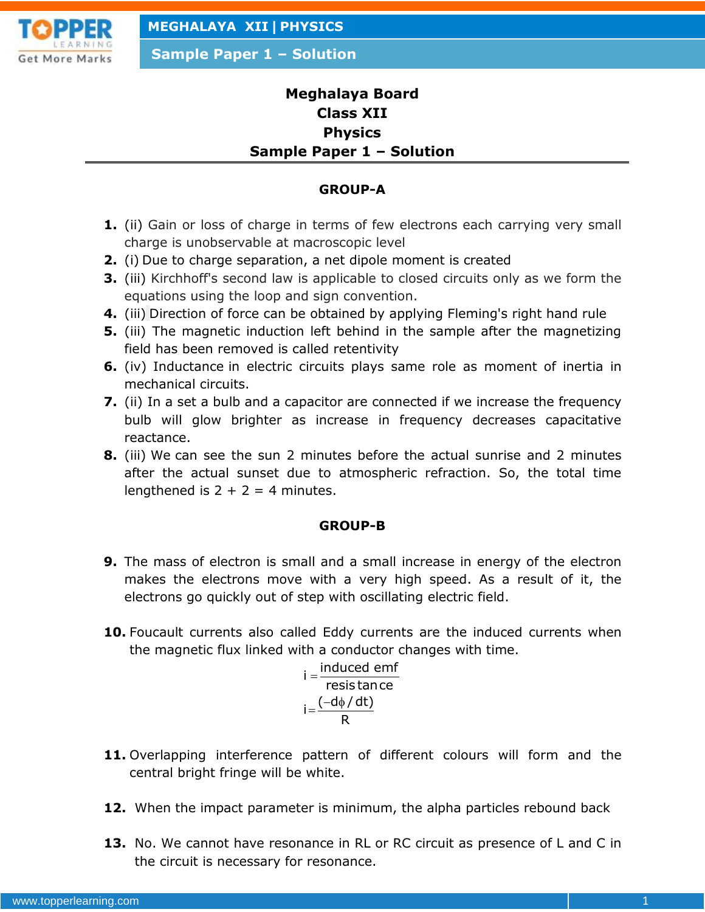# Meghalaya Board
## Class XII
## Physics
## Sample Paper 1 – Solution

### GROUP-A

1. (ii) Gain or loss of charge in terms of few electrons each carrying very small charge is unobservable at macroscopic level
2. (i) Due to charge separation, a net dipole moment is created
3. (iii) Kirchhoff's second law is applicable to closed circuits only as we form the equations using the loop and sign convention.
4. (iii) Direction of force can be obtained by applying Fleming's right hand rule
5. (iii) The magnetic induction left behind in the sample after the magnetizing field has been removed is called retentivity
6. (iv) Inductance in electric circuits plays same role as moment of inertia in mechanical circuits.
7. (ii) In a set a bulb and a capacitor are connected if we increase the frequency bulb will glow brighter as increase in frequency decreases capacitative reactance.
8. (iii) We can see the sun 2 minutes before the actual sunrise and 2 minutes after the actual sunset due to atmospheric refraction. So, the total time lengthened is 2 + 2 = 4 minutes.

### GROUP-B

9. The mass of electron is small and a small increase in energy of the electron makes the electrons move with a very high speed. As a result of it, the electrons go quickly out of step with oscillating electric field.

10. Foucault currents also called Eddy currents are the induced currents when the magnetic flux linked with a conductor changes with time.

$$i = \frac{\text{induced emf}}{\text{resistance}}$$

$$i = \frac{(-d\phi / dt)}{R}$$

11. Overlapping interference pattern of different colours will form and the central bright fringe will be white.

12. When the impact parameter is minimum, the alpha particles rebound back

13. No. We cannot have resonance in RL or RC circuit as presence of L and C in the circuit is necessary for resonance.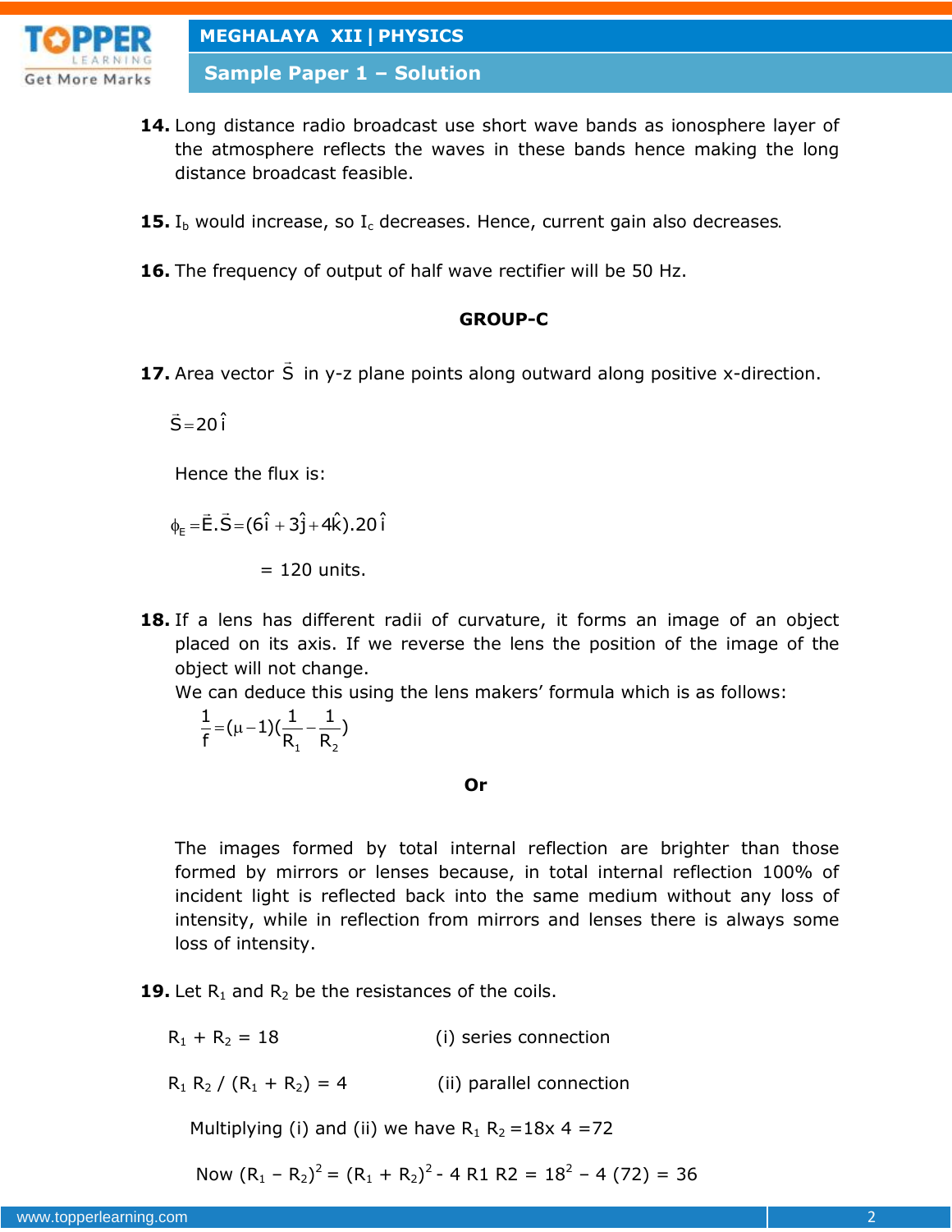**14.** Long distance radio broadcast use short wave bands as ionosphere layer of the atmosphere reflects the waves in these bands hence making the long distance broadcast feasible.

**15.** $I_b$ would increase, so $I_c$ decreases. Hence, current gain also decreases.

**16.** The frequency of output of half wave rectifier will be 50 Hz.

## GROUP-C

**17.** Area vector $\vec{S}$ in y-z plane points along outward along positive x-direction.

$$\vec{S} = 20\hat{i}$$

Hence the flux is:

$$\phi_E = \vec{E}.\vec{S} = (6\hat{i} + 3\hat{j} + 4\hat{k}).20\hat{i}$$

= 120 units.

**18.** If a lens has different radii of curvature, it forms an image of an object placed on its axis. If we reverse the lens the position of the image of the object will not change.

We can deduce this using the lens makers' formula which is as follows:

$$\frac{1}{f} = (\mu - 1)\left(\frac{1}{R_1} - \frac{1}{R_2}\right)$$

**Or**

The images formed by total internal reflection are brighter than those formed by mirrors or lenses because, in total internal reflection 100% of incident light is reflected back into the same medium without any loss of intensity, while in reflection from mirrors and lenses there is always some loss of intensity.

**19.** Let $R_1$ and $R_2$ be the resistances of the coils.

$R_1 + R_2 = 18$ (i) series connection

$R_1 R_2 / (R_1 + R_2) = 4$ (ii) parallel connection

Multiplying (i) and (ii) we have $R_1 R_2 = 18 \times 4 = 72$

Now $(R_1 - R_2)^2 = (R_1 + R_2)^2 - 4 R_1 R_2 = 18^2 - 4(72) = 36$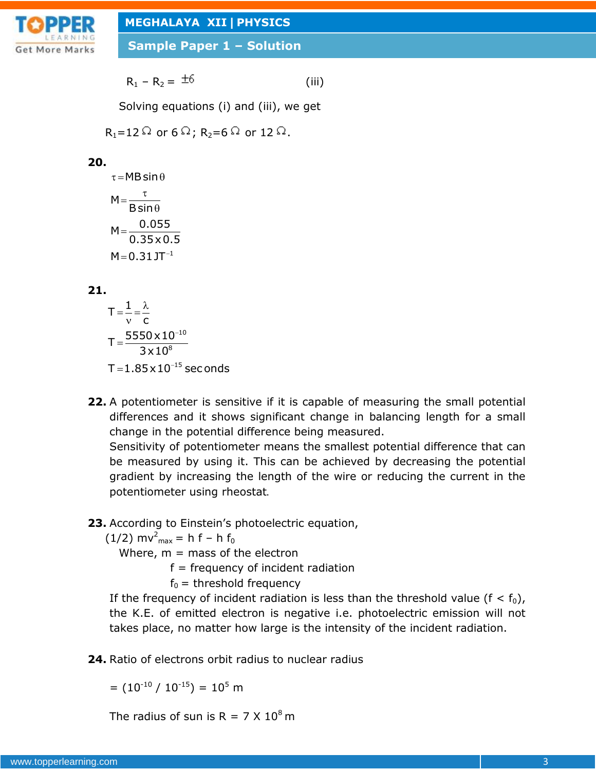$R_1 - R_2 = \pm 6$ (iii)

Solving equations (i) and (iii), we get

$R_1 = 12\,\Omega$ or $6\,\Omega$; $R_2 = 6\,\Omega$ or $12\,\Omega$.

**20.**

$$\tau = MB\sin\theta$$

$$M = \frac{\tau}{B\sin\theta}$$

$$M = \frac{0.055}{0.35 \times 0.5}$$

$$M = 0.31\,JT^{-1}$$

**21.**

$$T = \frac{1}{\nu} = \frac{\lambda}{c}$$

$$T = \frac{5550 \times 10^{-10}}{3 \times 10^{8}}$$

$$T = 1.85 \times 10^{-15}\ \text{seconds}$$

**22.** A potentiometer is sensitive if it is capable of measuring the small potential differences and it shows significant change in balancing length for a small change in the potential difference being measured.
Sensitivity of potentiometer means the smallest potential difference that can be measured by using it. This can be achieved by decreasing the potential gradient by increasing the length of the wire or reducing the current in the potentiometer using rheostat.

**23.** According to Einstein's photoelectric equation,

$(1/2)\, mv^2_{max} = h f - h f_0$

Where, m = mass of the electron

f = frequency of incident radiation

$f_0$ = threshold frequency

If the frequency of incident radiation is less than the threshold value ($f < f_0$), the K.E. of emitted electron is negative i.e. photoelectric emission will not takes place, no matter how large is the intensity of the incident radiation.

**24.** Ratio of electrons orbit radius to nuclear radius

$= (10^{-10} / 10^{-15}) = 10^{5}$ m

The radius of sun is $R = 7 \times 10^{8}$ m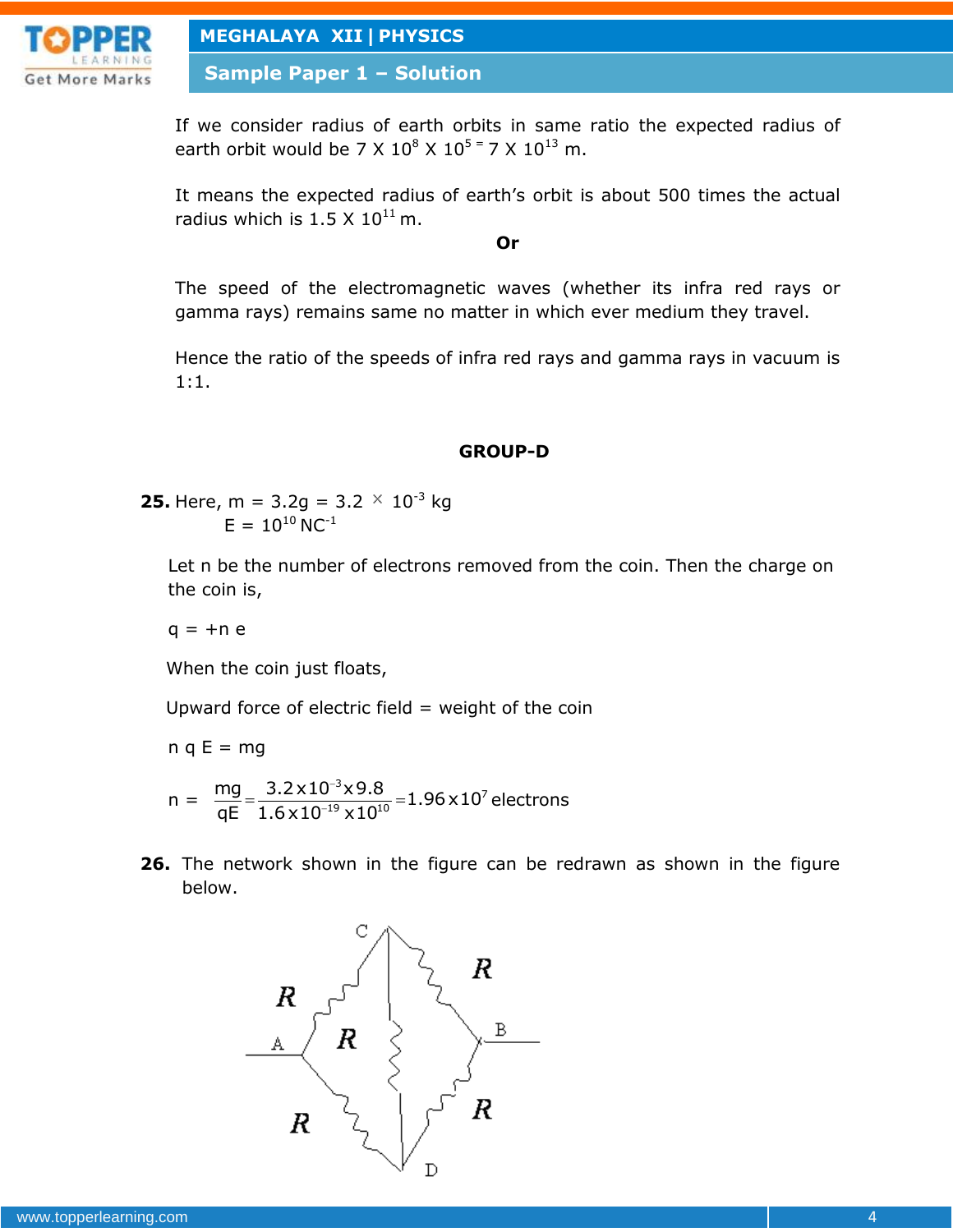If we consider radius of earth orbits in same ratio the expected radius of earth orbit would be $7 \times 10^8 \times 10^5 = 7 \times 10^{13}$ m.

It means the expected radius of earth's orbit is about 500 times the actual radius which is $1.5 \times 10^{11}$ m.

**Or**

The speed of the electromagnetic waves (whether its infra red rays or gamma rays) remains same no matter in which ever medium they travel.

Hence the ratio of the speeds of infra red rays and gamma rays in vacuum is 1:1.

## GROUP-D

**25.** Here, $m = 3.2\text{g} = 3.2 \times 10^{-3}$ kg

$E = 10^{10}\ \text{NC}^{-1}$

Let n be the number of electrons removed from the coin. Then the charge on the coin is,

$q = +n\,e$

When the coin just floats,

Upward force of electric field = weight of the coin

$n\,q\,E = mg$

$$n = \frac{mg}{qE} = \frac{3.2 \times 10^{-3} \times 9.8}{1.6 \times 10^{-19} \times 10^{10}} = 1.96 \times 10^{7} \text{ electrons}$$

**26.** The network shown in the figure can be redrawn as shown in the figure below.

C

R

R

A

R

B

R

R

D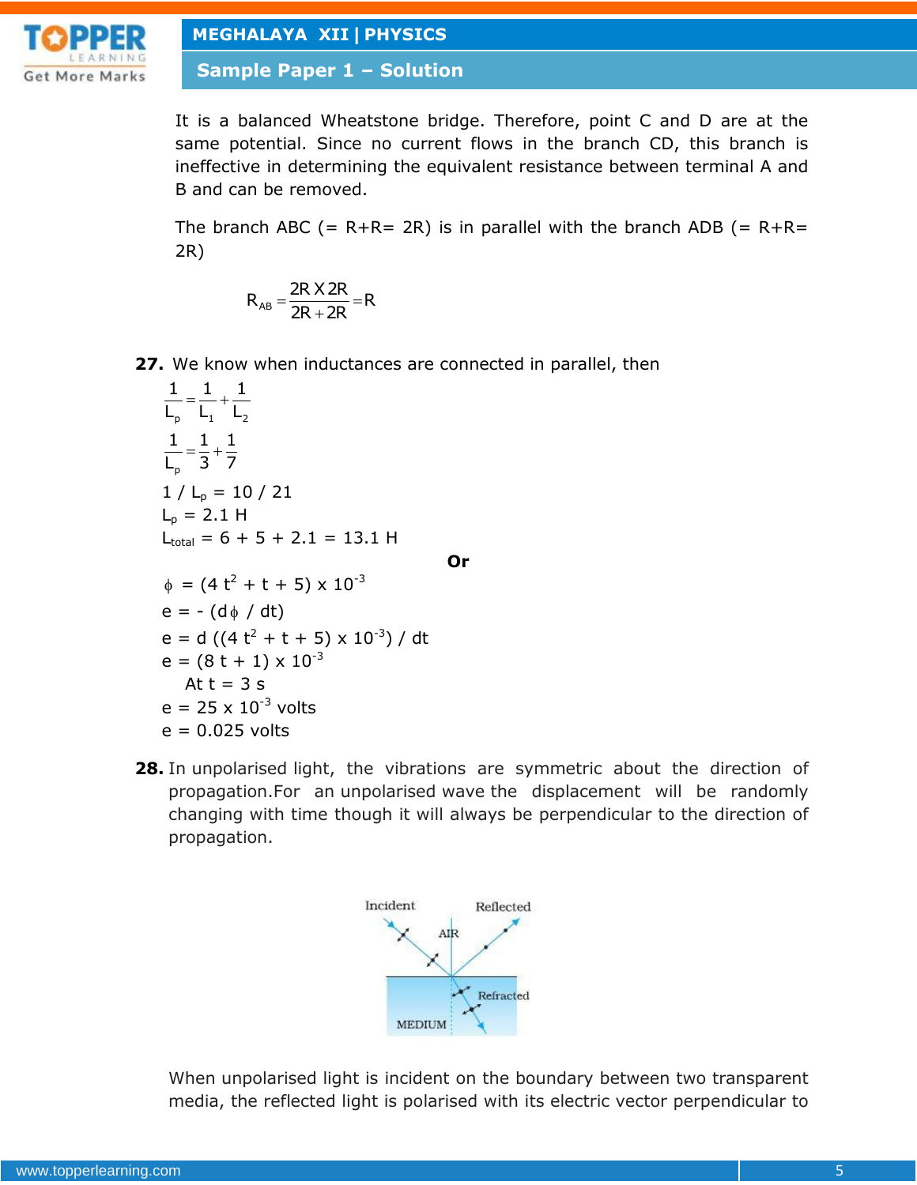It is a balanced Wheatstone bridge. Therefore, point C and D are at the same potential. Since no current flows in the branch CD, this branch is ineffective in determining the equivalent resistance between terminal A and B and can be removed.

The branch ABC (= R+R= 2R) is in parallel with the branch ADB (= R+R= 2R)

$$R_{AB} = \frac{2R \times 2R}{2R + 2R} = R$$

**27.** We know when inductances are connected in parallel, then

$$\frac{1}{L_p} = \frac{1}{L_1} + \frac{1}{L_2}$$

$$\frac{1}{L_p} = \frac{1}{3} + \frac{1}{7}$$

$1 / L_p = 10 / 21$

$L_p = 2.1$ H

$L_{total} = 6 + 5 + 2.1 = 13.1$ H

**Or**

$\phi = (4t^2 + t + 5) \times 10^{-3}$

$e = -(d\phi / dt)$

$e = d((4t^2 + t + 5) \times 10^{-3}) / dt$

$e = (8t + 1) \times 10^{-3}$

At t = 3 s

$e = 25 \times 10^{-3}$ volts

$e = 0.025$ volts

**28.** In unpolarised light, the vibrations are symmetric about the direction of propagation.For an unpolarised wave the displacement will be randomly changing with time though it will always be perpendicular to the direction of propagation.

Incident
AIR
Reflected
Refracted
MEDIUM

When unpolarised light is incident on the boundary between two transparent media, the reflected light is polarised with its electric vector perpendicular to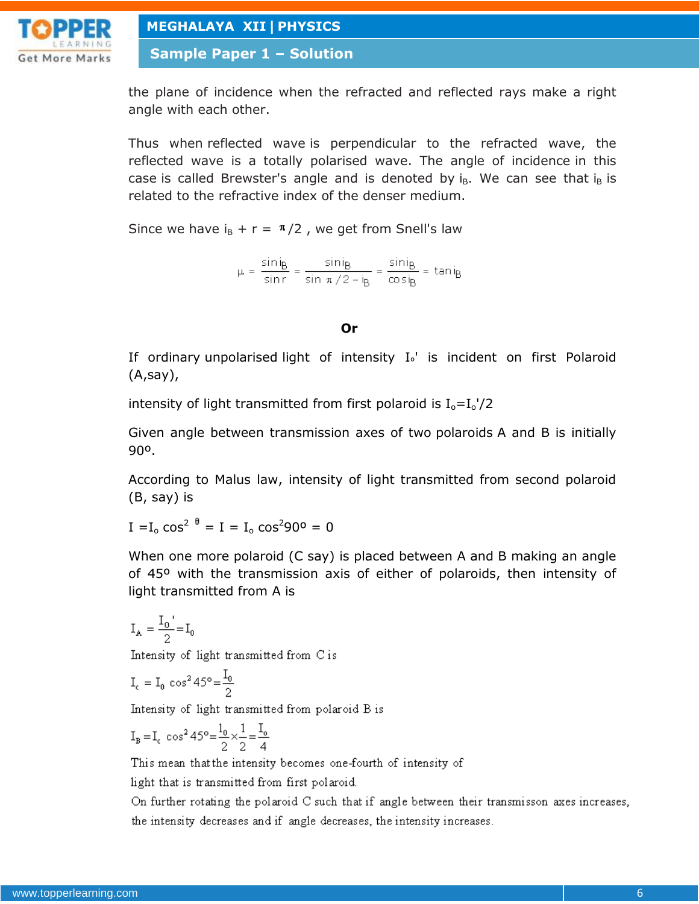the plane of incidence when the refracted and reflected rays make a right angle with each other.

Thus when reflected wave is perpendicular to the refracted wave, the reflected wave is a totally polarised wave. The angle of incidence in this case is called Brewster's angle and is denoted by $i_B$. We can see that $i_B$ is related to the refractive index of the denser medium.

Since we have $i_B + r = \pi/2$ , we get from Snell's law

$$\mu = \frac{\sin i_B}{\sin r} = \frac{\sin i_B}{\sin \pi/2 - i_B} = \frac{\sin i_B}{\cos i_B} = \tan i_B$$

**Or**

If ordinary unpolarised light of intensity $I_o'$ is incident on first Polaroid (A,say),

intensity of light transmitted from first polaroid is $I_o = I_o'/2$

Given angle between transmission axes of two polaroids A and B is initially 90º.

According to Malus law, intensity of light transmitted from second polaroid (B, say) is

$I = I_o \cos^2 \theta = I = I_o \cos^2 90º = 0$

When one more polaroid (C say) is placed between A and B making an angle of 45º with the transmission axis of either of polaroids, then intensity of light transmitted from A is

$$I_A = \frac{I_0'}{2} = I_0$$

Intensity of light transmitted from C is

$$I_c = I_0 \cos^2 45º = \frac{I_0}{2}$$

Intensity of light transmitted from polaroid B is

$$I_B = I_c \cos^2 45º = \frac{I_0}{2} \times \frac{1}{2} = \frac{I_o}{4}$$

This mean that the intensity becomes one-fourth of intensity of light that is transmitted from first polaroid.

On further rotating the polaroid C such that if angle between their transmisson axes increases, the intensity decreases and if angle decreases, the intensity increases.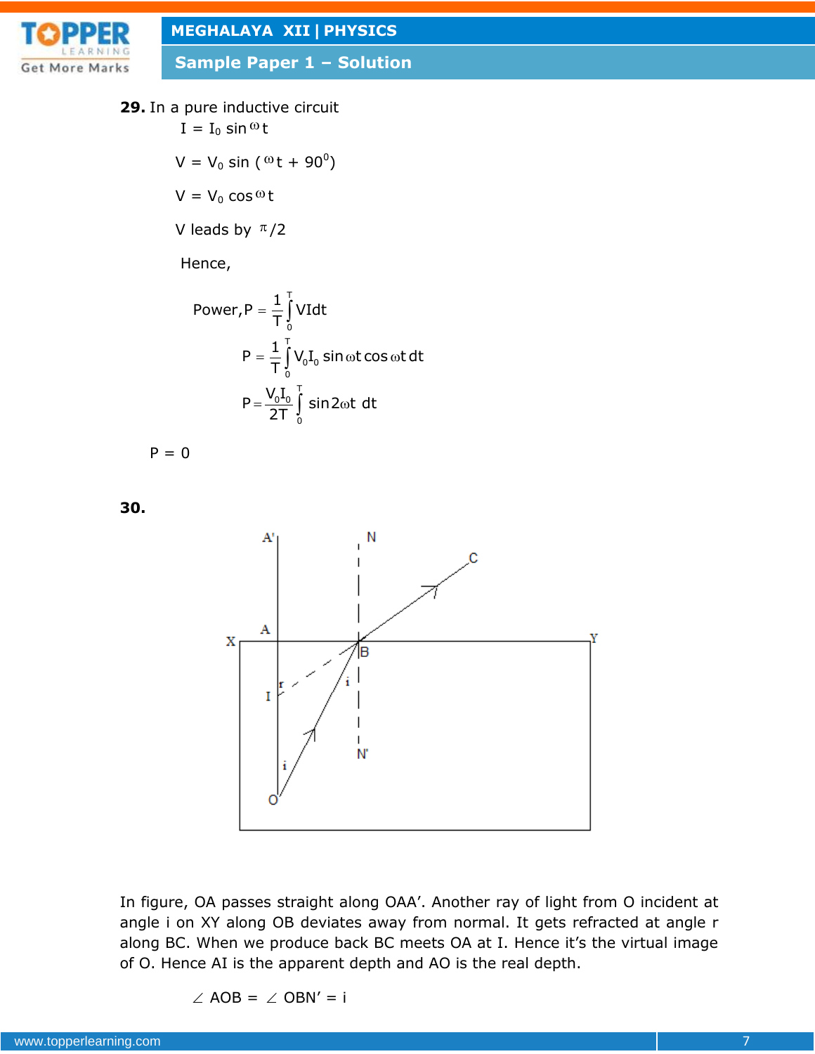**29.** In a pure inductive circuit

$I = I_0 \sin \omega t$

$V = V_0 \sin(\omega t + 90^0)$

$V = V_0 \cos \omega t$

V leads by $\pi/2$

Hence,

$$\text{Power}, P = \frac{1}{T}\int_0^T VI dt$$

$$P = \frac{1}{T}\int_0^T V_0 I_0 \sin \omega t \cos \omega t \, dt$$

$$P = \frac{V_0 I_0}{2T}\int_0^T \sin 2\omega t \, dt$$

$P = 0$

**30.**

A'
N
C
X
A
Y
B
r
i
I
N'
i
O

In figure, OA passes straight along OAA'. Another ray of light from O incident at angle i on XY along OB deviates away from normal. It gets refracted at angle r along BC. When we produce back BC meets OA at I. Hence it's the virtual image of O. Hence AI is the apparent depth and AO is the real depth.

$\angle$ AOB = $\angle$ OBN' = i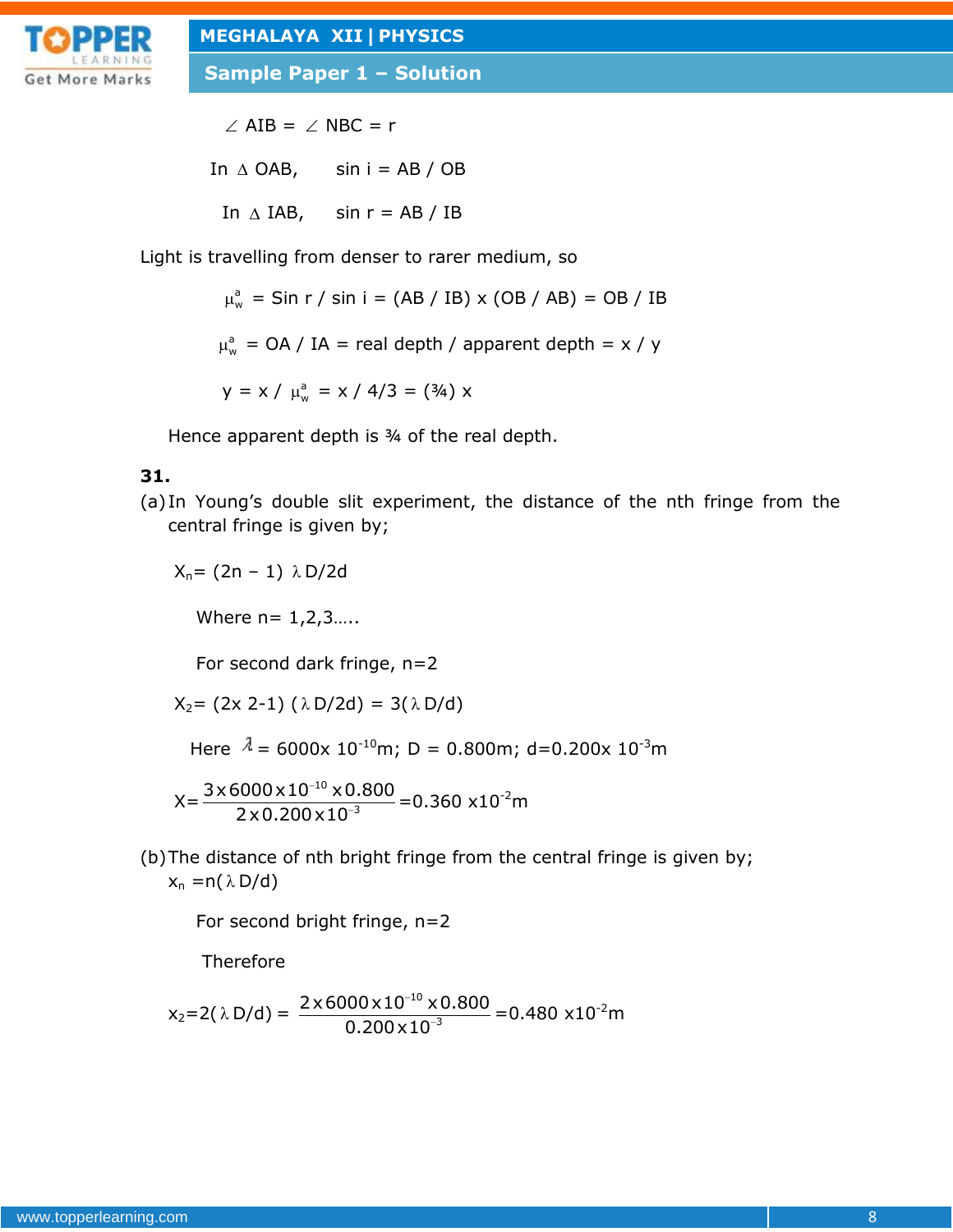$\angle$ AIB = $\angle$ NBC = r

In $\Delta$ OAB, sin i = AB / OB

In $\Delta$ IAB, sin r = AB / IB

Light is travelling from denser to rarer medium, so

$\mu_w^a$ = Sin r / sin i = (AB / IB) x (OB / AB) = OB / IB

$\mu_w^a$ = OA / IA = real depth / apparent depth = x / y

y = x / $\mu_w^a$ = x / 4/3 = (¾) x

Hence apparent depth is ¾ of the real depth.

**31.**

(a) In Young's double slit experiment, the distance of the nth fringe from the central fringe is given by;

$X_n = (2n - 1)\,\lambda D/2d$

Where n= 1,2,3…..

For second dark fringe, n=2

$X_2 = (2\text{x } 2\text{-}1)\,(\lambda D/2d) = 3(\lambda D/d)$

Here $\lambda$ = 6000x $10^{-10}$m; D = 0.800m; d=0.200x $10^{-3}$m

$$X = \frac{3 \times 6000 \times 10^{-10} \times 0.800}{2 \times 0.200 \times 10^{-3}} = 0.360 \times 10^{-2}\text{m}$$

(b) The distance of nth bright fringe from the central fringe is given by; $x_n = n(\lambda D/d)$

For second bright fringe, n=2

Therefore

$$x_2 = 2(\lambda D/d) = \frac{2 \times 6000 \times 10^{-10} \times 0.800}{0.200 \times 10^{-3}} = 0.480 \times 10^{-2}\text{m}$$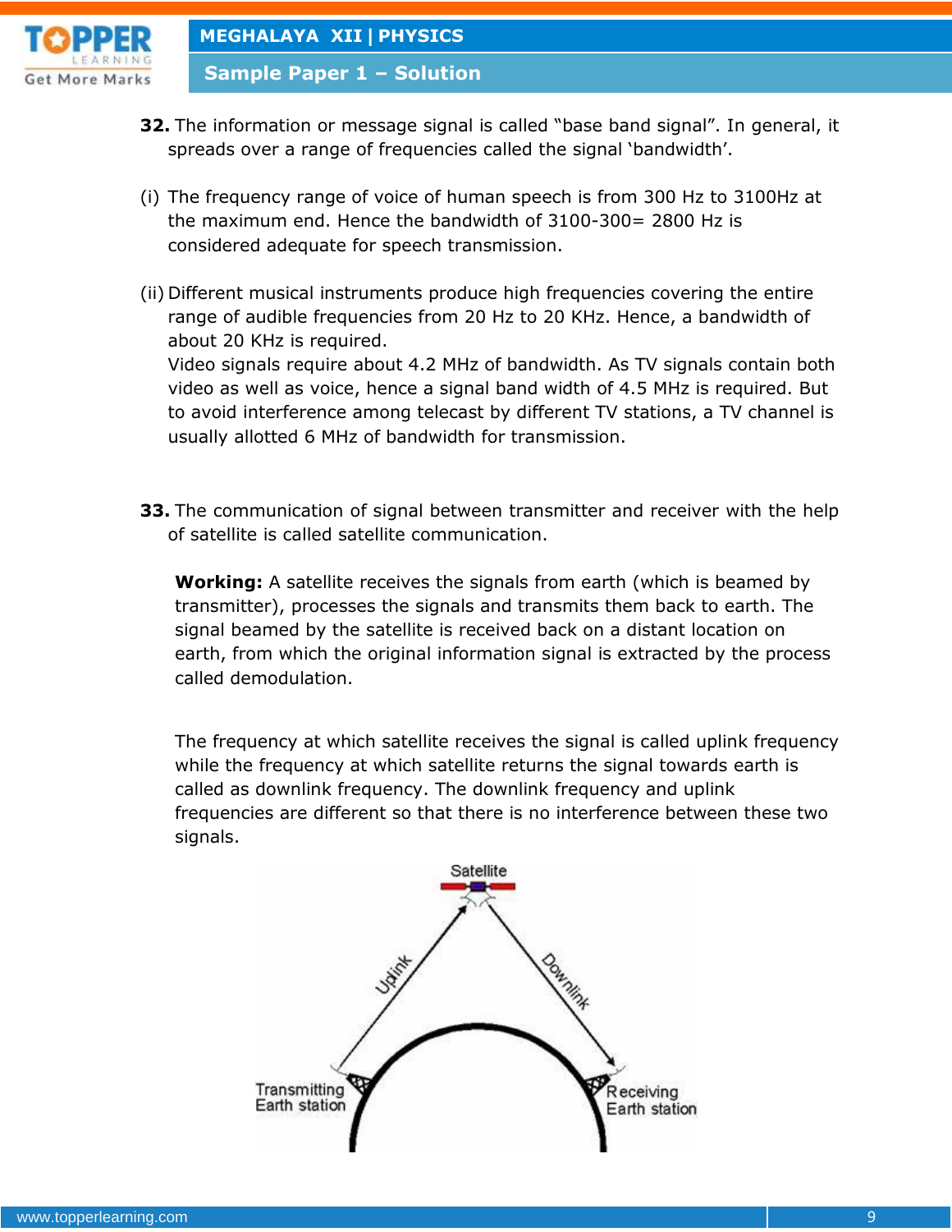**32.** The information or message signal is called "base band signal". In general, it spreads over a range of frequencies called the signal 'bandwidth'.

(i) The frequency range of voice of human speech is from 300 Hz to 3100Hz at the maximum end. Hence the bandwidth of 3100-300= 2800 Hz is considered adequate for speech transmission.

(ii) Different musical instruments produce high frequencies covering the entire range of audible frequencies from 20 Hz to 20 KHz. Hence, a bandwidth of about 20 KHz is required.
Video signals require about 4.2 MHz of bandwidth. As TV signals contain both video as well as voice, hence a signal band width of 4.5 MHz is required. But to avoid interference among telecast by different TV stations, a TV channel is usually allotted 6 MHz of bandwidth for transmission.

**33.** The communication of signal between transmitter and receiver with the help of satellite is called satellite communication.

**Working:** A satellite receives the signals from earth (which is beamed by transmitter), processes the signals and transmits them back to earth. The signal beamed by the satellite is received back on a distant location on earth, from which the original information signal is extracted by the process called demodulation.

The frequency at which satellite receives the signal is called uplink frequency while the frequency at which satellite returns the signal towards earth is called as downlink frequency. The downlink frequency and uplink frequencies are different so that there is no interference between these two signals.

Satellite

Uplink

Downlink

Transmitting Earth station

Receiving Earth station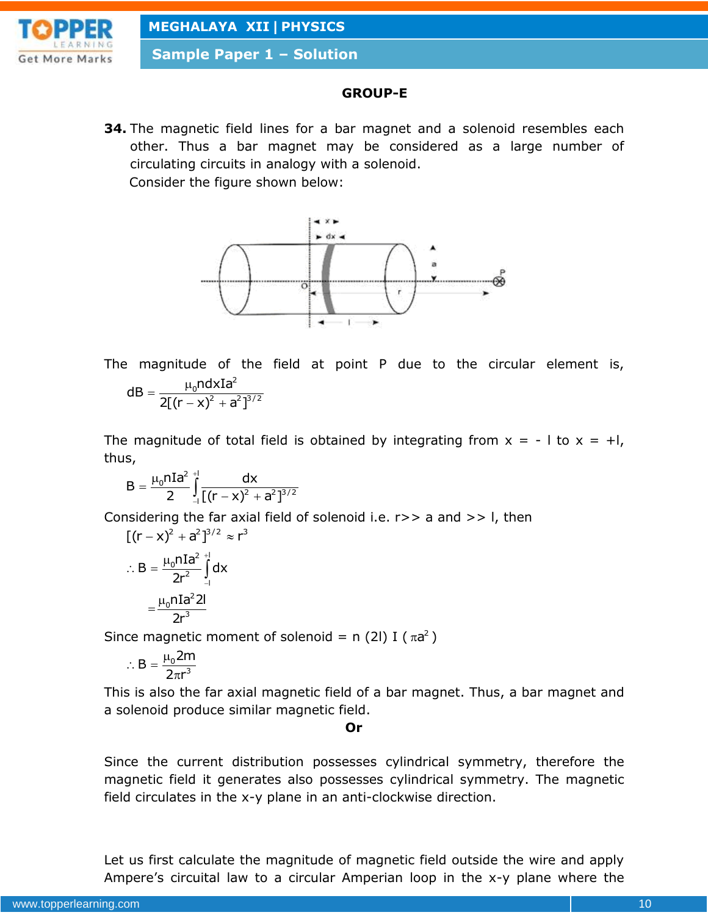**GROUP-E**

**34.** The magnetic field lines for a bar magnet and a solenoid resembles each other. Thus a bar magnet may be considered as a large number of circulating circuits in analogy with a solenoid.

Consider the figure shown below:

The magnitude of the field at point P due to the circular element is,

$$dB = \frac{\mu_0 n dx I a^2}{2[(r-x)^2 + a^2]^{3/2}}$$

The magnitude of total field is obtained by integrating from x = - l to x = +l, thus,

$$B = \frac{\mu_0 n I a^2}{2} \int_{-l}^{+l} \frac{dx}{[(r-x)^2 + a^2]^{3/2}}$$

Considering the far axial field of solenoid i.e. r>> a and >> l, then

$$[(r-x)^2 + a^2]^{3/2} \approx r^3$$

$$\therefore B = \frac{\mu_0 n I a^2}{2r^2} \int_{-l}^{+l} dx$$

$$= \frac{\mu_0 n I a^2 2l}{2r^3}$$

Since magnetic moment of solenoid = n (2l) I ( $\pi a^2$ )

$$\therefore B = \frac{\mu_0 2m}{2\pi r^3}$$

This is also the far axial magnetic field of a bar magnet. Thus, a bar magnet and a solenoid produce similar magnetic field.

**Or**

Since the current distribution possesses cylindrical symmetry, therefore the magnetic field it generates also possesses cylindrical symmetry. The magnetic field circulates in the x-y plane in an anti-clockwise direction.

Let us first calculate the magnitude of magnetic field outside the wire and apply Ampere's circuital law to a circular Amperian loop in the x-y plane where the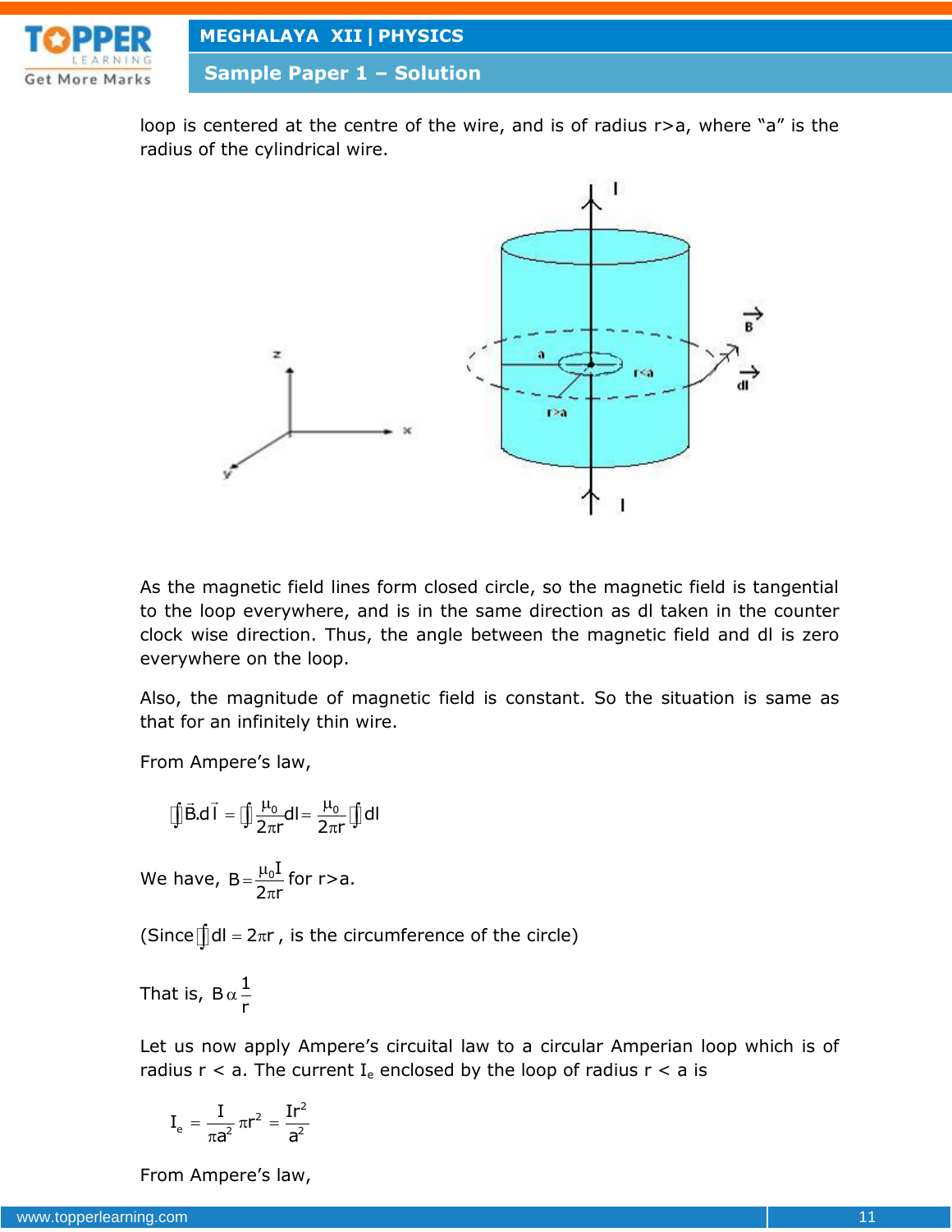loop is centered at the centre of the wire, and is of radius r>a, where "a" is the radius of the cylindrical wire.

As the magnetic field lines form closed circle, so the magnetic field is tangential to the loop everywhere, and is in the same direction as dl taken in the counter clock wise direction. Thus, the angle between the magnetic field and dl is zero everywhere on the loop.

Also, the magnitude of magnetic field is constant. So the situation is same as that for an infinitely thin wire.

From Ampere's law,

$$\oint \vec{B}.d\vec{l} = \oint \frac{\mu_0}{2\pi r} dl = \frac{\mu_0}{2\pi r} \oint dl$$

We have, $B = \frac{\mu_0 I}{2\pi r}$ for r>a.

(Since $\oint dl = 2\pi r$, is the circumference of the circle)

That is, $B \alpha \frac{1}{r}$

Let us now apply Ampere's circuital law to a circular Amperian loop which is of radius r < a. The current $I_e$ enclosed by the loop of radius r < a is

$$I_e = \frac{I}{\pi a^2} \pi r^2 = \frac{Ir^2}{a^2}$$

From Ampere's law,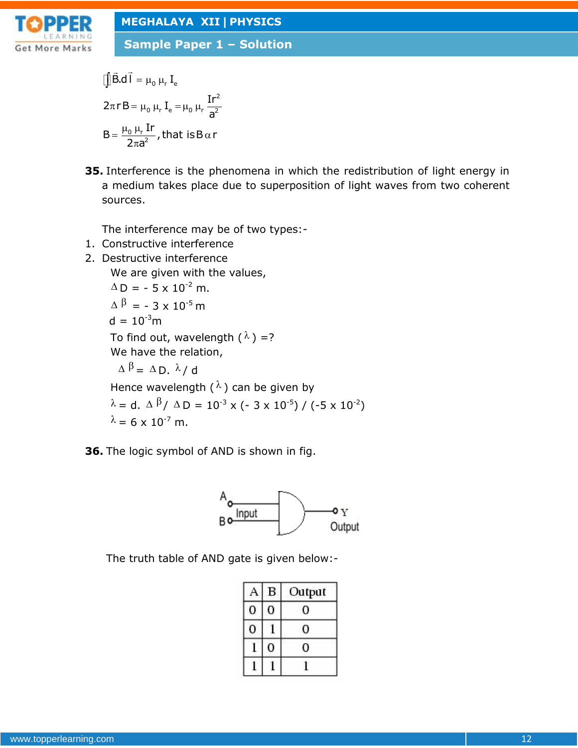$$\oint \vec{B}.d\vec{l} = \mu_0 \mu_r I_e$$

$$2\pi r B = \mu_0 \mu_r I_e = \mu_0 \mu_r \frac{Ir^2}{a^2}$$

$$B = \frac{\mu_0 \mu_r Ir}{2\pi a^2}, \text{that is } B \alpha r$$

**35.** Interference is the phenomena in which the redistribution of light energy in a medium takes place due to superposition of light waves from two coherent sources.

The interference may be of two types:-

1. Constructive interference
2. Destructive interference

We are given with the values,

$\Delta D$ = - 5 x $10^{-2}$ m.

$\Delta \beta$ = - 3 x $10^{-5}$ m

d = $10^{-3}$m

To find out, wavelength ($\lambda$) =?

We have the relation,

$\Delta \beta = \Delta D. \lambda / d$

Hence wavelength ($\lambda$) can be given by

$\lambda$ = d. $\Delta \beta / \Delta D$ = $10^{-3}$ x (- 3 x $10^{-5}$) / (-5 x $10^{-2}$)

$\lambda$ = 6 x $10^{-7}$ m.

**36.** The logic symbol of AND is shown in fig.

A
B
Input
Y
Output

The truth table of AND gate is given below:-

| A | B | Output |
|---|---|---|
| 0 | 0 | 0 |
| 0 | 1 | 0 |
| 1 | 0 | 0 |
| 1 | 1 | 1 |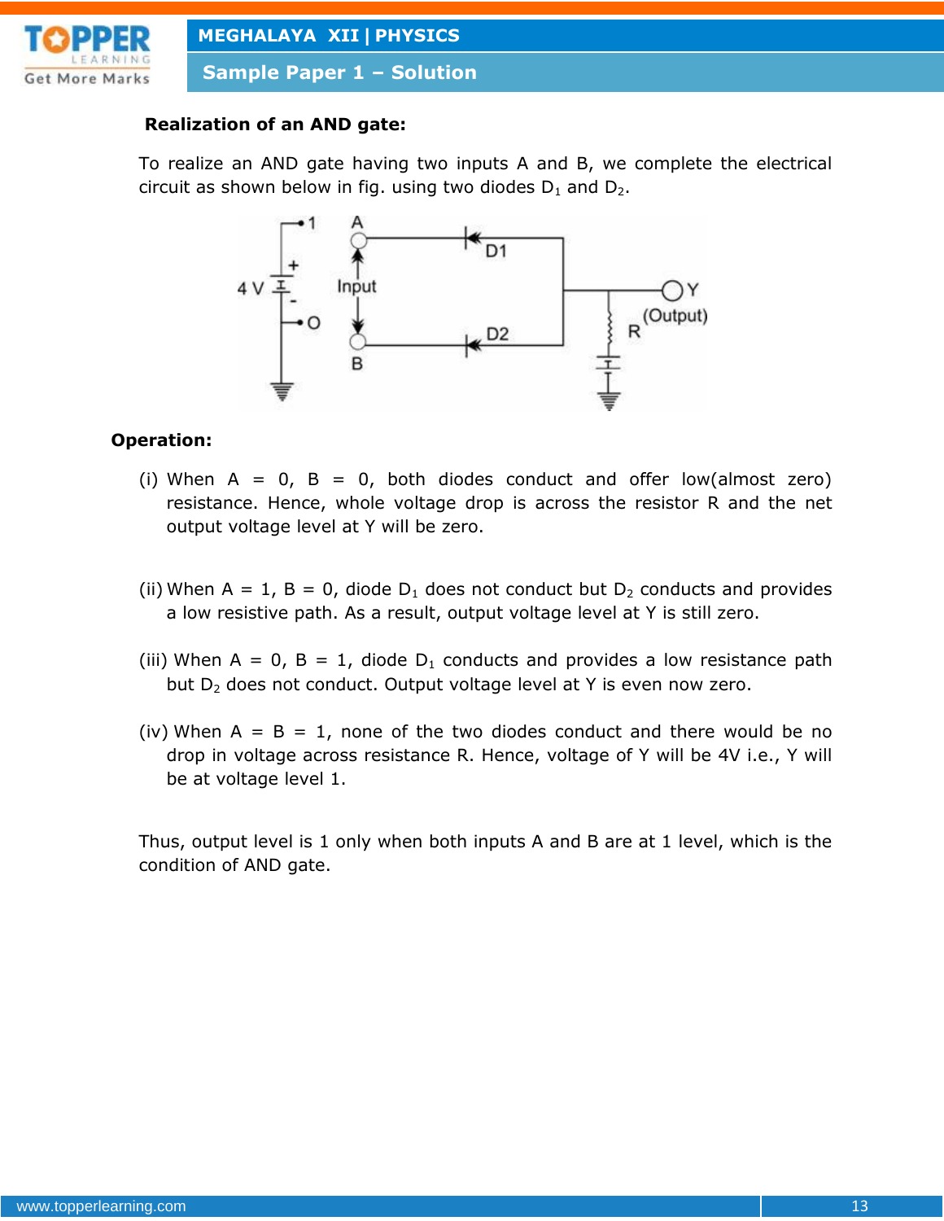**Realization of an AND gate:**

To realize an AND gate having two inputs A and B, we complete the electrical circuit as shown below in fig. using two diodes $D_1$ and $D_2$.

1
A
4 V
+
-
O
Input
B
D1
D2
Y
(Output)
R

**Operation:**

(i) When A = 0, B = 0, both diodes conduct and offer low(almost zero) resistance. Hence, whole voltage drop is across the resistor R and the net output voltage level at Y will be zero.

(ii) When A = 1, B = 0, diode $D_1$ does not conduct but $D_2$ conducts and provides a low resistive path. As a result, output voltage level at Y is still zero.

(iii) When A = 0, B = 1, diode $D_1$ conducts and provides a low resistance path but $D_2$ does not conduct. Output voltage level at Y is even now zero.

(iv) When A = B = 1, none of the two diodes conduct and there would be no drop in voltage across resistance R. Hence, voltage of Y will be 4V i.e., Y will be at voltage level 1.

Thus, output level is 1 only when both inputs A and B are at 1 level, which is the condition of AND gate.